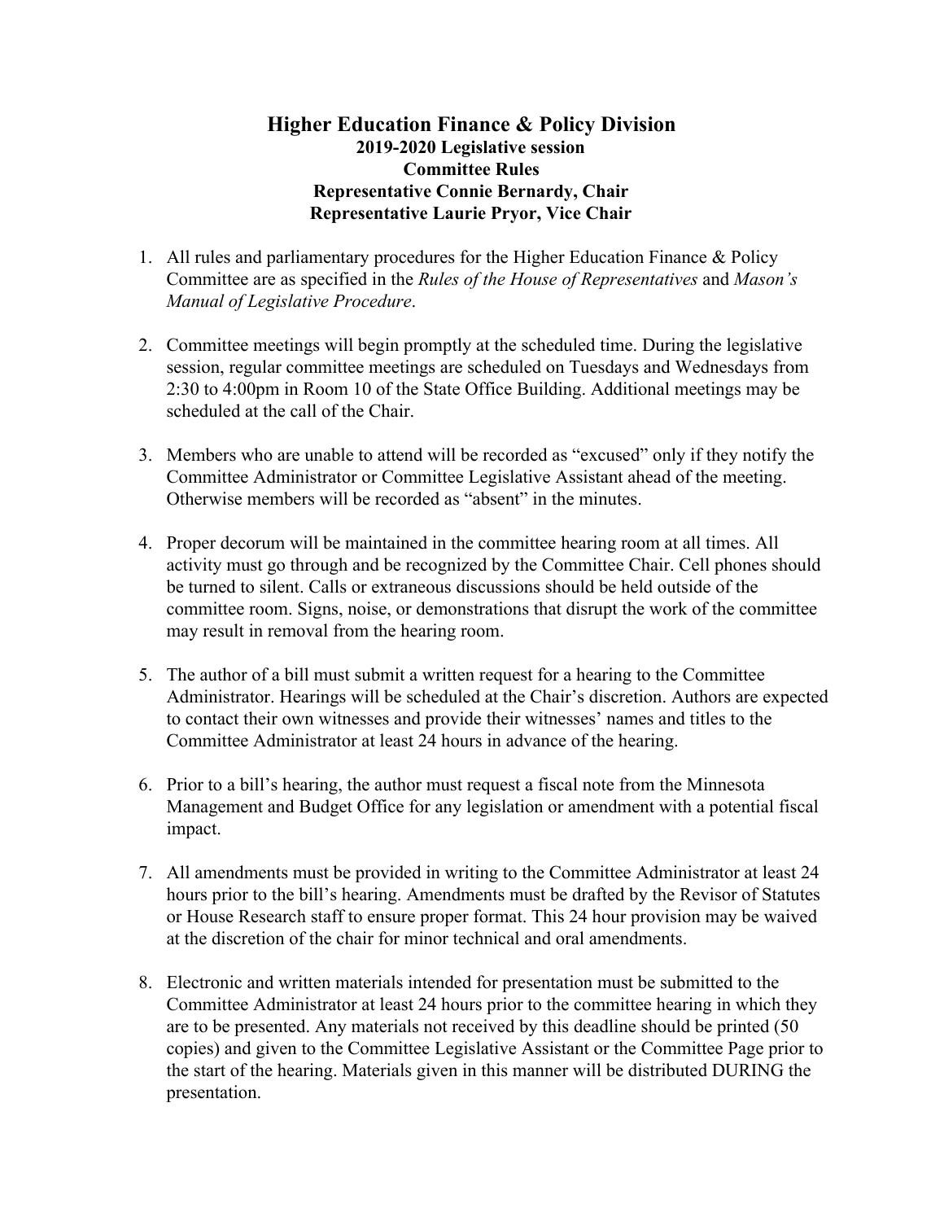# Higher Education Finance & Policy Division

**2019-2020 Legislative session**
**Committee Rules**
**Representative Connie Bernardy, Chair**
**Representative Laurie Pryor, Vice Chair**

1. All rules and parliamentary procedures for the Higher Education Finance & Policy Committee are as specified in the *Rules of the House of Representatives* and *Mason's Manual of Legislative Procedure*.

2. Committee meetings will begin promptly at the scheduled time. During the legislative session, regular committee meetings are scheduled on Tuesdays and Wednesdays from 2:30 to 4:00pm in Room 10 of the State Office Building. Additional meetings may be scheduled at the call of the Chair.

3. Members who are unable to attend will be recorded as "excused" only if they notify the Committee Administrator or Committee Legislative Assistant ahead of the meeting. Otherwise members will be recorded as "absent" in the minutes.

4. Proper decorum will be maintained in the committee hearing room at all times. All activity must go through and be recognized by the Committee Chair. Cell phones should be turned to silent. Calls or extraneous discussions should be held outside of the committee room. Signs, noise, or demonstrations that disrupt the work of the committee may result in removal from the hearing room.

5. The author of a bill must submit a written request for a hearing to the Committee Administrator. Hearings will be scheduled at the Chair's discretion. Authors are expected to contact their own witnesses and provide their witnesses' names and titles to the Committee Administrator at least 24 hours in advance of the hearing.

6. Prior to a bill's hearing, the author must request a fiscal note from the Minnesota Management and Budget Office for any legislation or amendment with a potential fiscal impact.

7. All amendments must be provided in writing to the Committee Administrator at least 24 hours prior to the bill's hearing. Amendments must be drafted by the Revisor of Statutes or House Research staff to ensure proper format. This 24 hour provision may be waived at the discretion of the chair for minor technical and oral amendments.

8. Electronic and written materials intended for presentation must be submitted to the Committee Administrator at least 24 hours prior to the committee hearing in which they are to be presented. Any materials not received by this deadline should be printed (50 copies) and given to the Committee Legislative Assistant or the Committee Page prior to the start of the hearing. Materials given in this manner will be distributed DURING the presentation.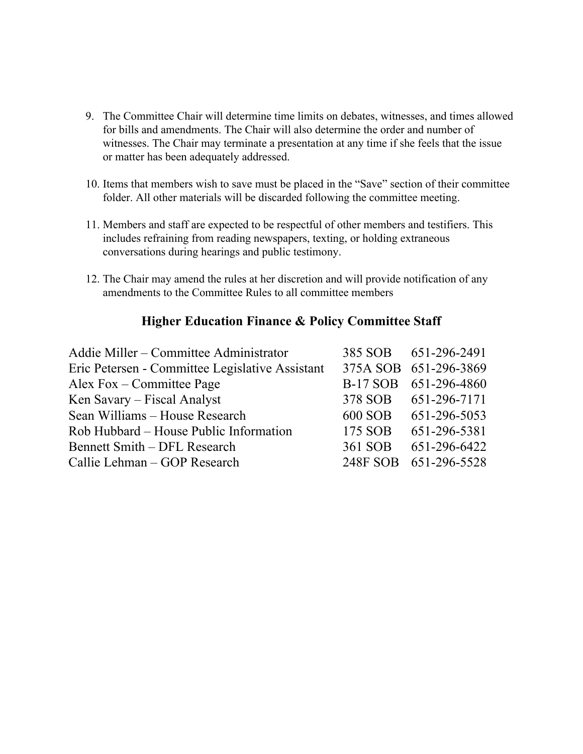9. The Committee Chair will determine time limits on debates, witnesses, and times allowed for bills and amendments. The Chair will also determine the order and number of witnesses. The Chair may terminate a presentation at any time if she feels that the issue or matter has been adequately addressed.

10. Items that members wish to save must be placed in the "Save" section of their committee folder. All other materials will be discarded following the committee meeting.

11. Members and staff are expected to be respectful of other members and testifiers. This includes refraining from reading newspapers, texting, or holding extraneous conversations during hearings and public testimony.

12. The Chair may amend the rules at her discretion and will provide notification of any amendments to the Committee Rules to all committee members

## Higher Education Finance & Policy Committee Staff

| | | |
|---|---|---|
| Addie Miller – Committee Administrator | 385 SOB | 651-296-2491 |
| Eric Petersen - Committee Legislative Assistant | 375A SOB | 651-296-3869 |
| Alex Fox – Committee Page | B-17 SOB | 651-296-4860 |
| Ken Savary – Fiscal Analyst | 378 SOB | 651-296-7171 |
| Sean Williams – House Research | 600 SOB | 651-296-5053 |
| Rob Hubbard – House Public Information | 175 SOB | 651-296-5381 |
| Bennett Smith – DFL Research | 361 SOB | 651-296-6422 |
| Callie Lehman – GOP Research | 248F SOB | 651-296-5528 |